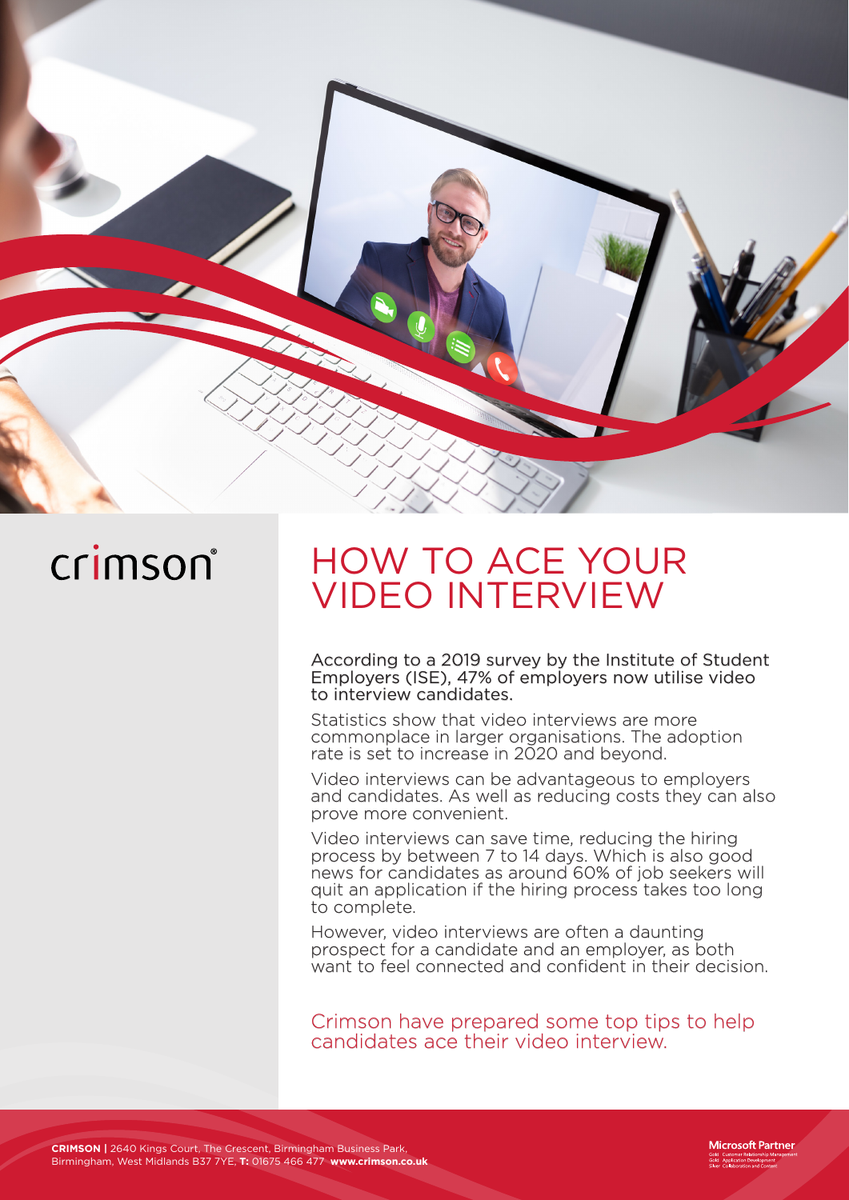crimson

# HOW TO ACE YOUR VIDEO INTERVIEW

According to a 2019 survey by the Institute of Student Employers (ISE), 47% of employers now utilise video to interview candidates.

Statistics show that video interviews are more commonplace in larger organisations. The adoption rate is set to increase in 2020 and beyond.

Video interviews can be advantageous to employers and candidates. As well as reducing costs they can also prove more convenient.

Video interviews can save time, reducing the hiring process by between 7 to 14 days. Which is also good news for candidates as around 60% of job seekers will quit an application if the hiring process takes too long to complete.

However, video interviews are often a daunting prospect for a candidate and an employer, as both want to feel connected and confident in their decision.

Crimson have prepared some top tips to help candidates ace their video interview.

**CRIMSON |** 2640 Kings Court, The Crescent, Birmingham Business Park, Birmingham, West Midlands B37 7YE, **T:** 01675 466 477 **www.crimson.co.uk**

Microsoft Partner
Gold Customer Relationship Management
Gold Application Development
Silver Collaboration and Content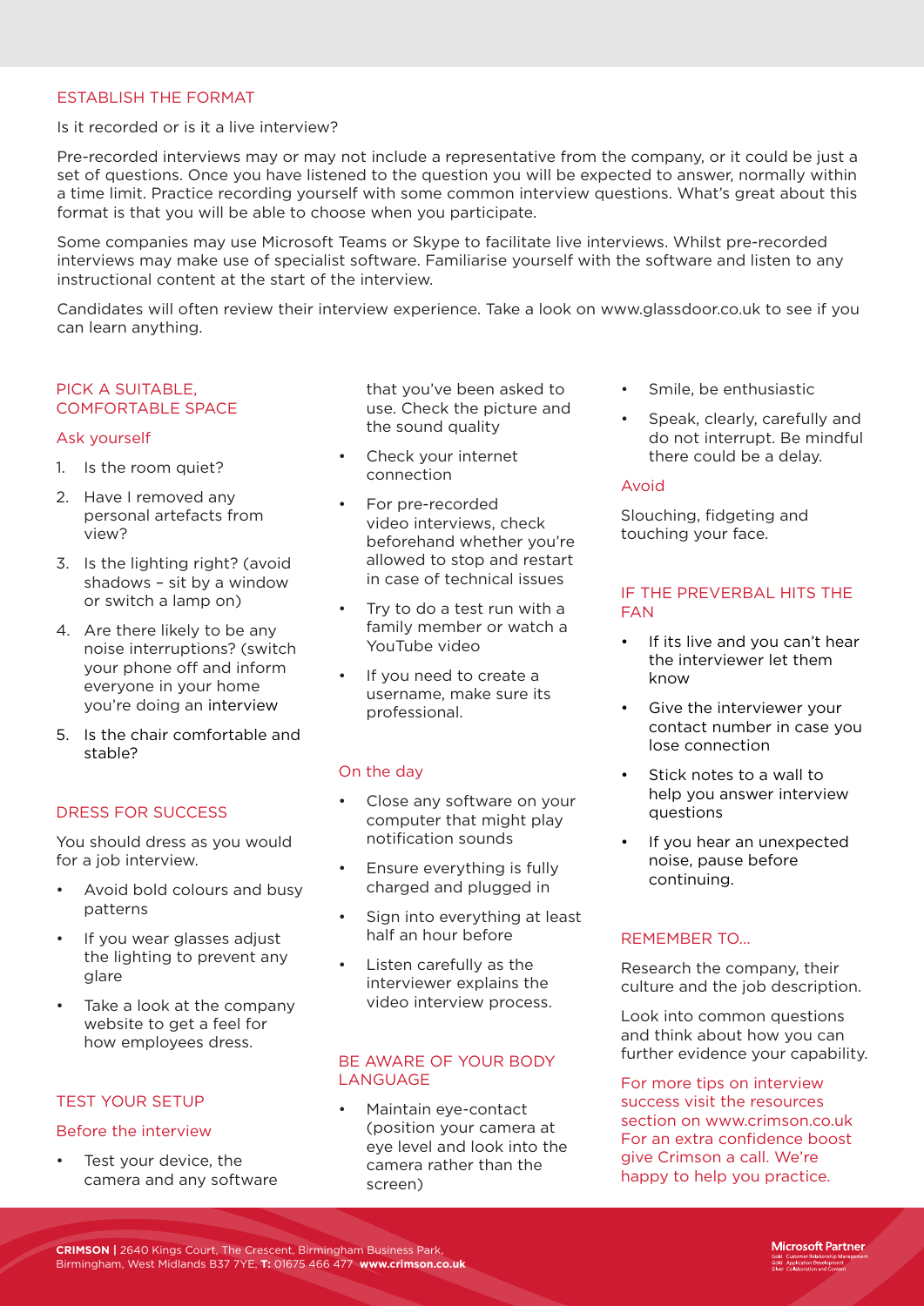## ESTABLISH THE FORMAT

Is it recorded or is it a live interview?

Pre-recorded interviews may or may not include a representative from the company, or it could be just a set of questions. Once you have listened to the question you will be expected to answer, normally within a time limit. Practice recording yourself with some common interview questions. What's great about this format is that you will be able to choose when you participate.

Some companies may use Microsoft Teams or Skype to facilitate live interviews. Whilst pre-recorded interviews may make use of specialist software. Familiarise yourself with the software and listen to any instructional content at the start of the interview.

Candidates will often review their interview experience. Take a look on www.glassdoor.co.uk to see if you can learn anything.

## PICK A SUITABLE, COMFORTABLE SPACE

### Ask yourself

1. Is the room quiet?
2. Have I removed any personal artefacts from view?
3. Is the lighting right? (avoid shadows – sit by a window or switch a lamp on)
4. Are there likely to be any noise interruptions? (switch your phone off and inform everyone in your home you're doing an interview
5. Is the chair comfortable and stable?

## DRESS FOR SUCCESS

You should dress as you would for a job interview.

- Avoid bold colours and busy patterns
- If you wear glasses adjust the lighting to prevent any glare
- Take a look at the company website to get a feel for how employees dress.

## TEST YOUR SETUP

### Before the interview

- Test your device, the camera and any software that you've been asked to use. Check the picture and the sound quality
- Check your internet connection
- For pre-recorded video interviews, check beforehand whether you're allowed to stop and restart in case of technical issues
- Try to do a test run with a family member or watch a YouTube video
- If you need to create a username, make sure its professional.

### On the day

- Close any software on your computer that might play notification sounds
- Ensure everything is fully charged and plugged in
- Sign into everything at least half an hour before
- Listen carefully as the interviewer explains the video interview process.

## BE AWARE OF YOUR BODY LANGUAGE

- Maintain eye-contact (position your camera at eye level and look into the camera rather than the screen)
- Smile, be enthusiastic
- Speak, clearly, carefully and do not interrupt. Be mindful there could be a delay.

### Avoid

Slouching, fidgeting and touching your face.

## IF THE PREVERBAL HITS THE FAN

- If its live and you can't hear the interviewer let them know
- Give the interviewer your contact number in case you lose connection
- Stick notes to a wall to help you answer interview questions
- If you hear an unexpected noise, pause before continuing.

## REMEMBER TO...

Research the company, their culture and the job description.

Look into common questions and think about how you can further evidence your capability.

For more tips on interview success visit the resources section on www.crimson.co.uk For an extra confidence boost give Crimson a call. We're happy to help you practice.

**CRIMSON |** 2640 Kings Court, The Crescent, Birmingham Business Park, Birmingham, West Midlands B37 7YE, **T:** 01675 466 477 **www.crimson.co.uk**

Microsoft Partner
Gold Customer Relationship Management
Gold Application Development
Silver Collaboration and Content